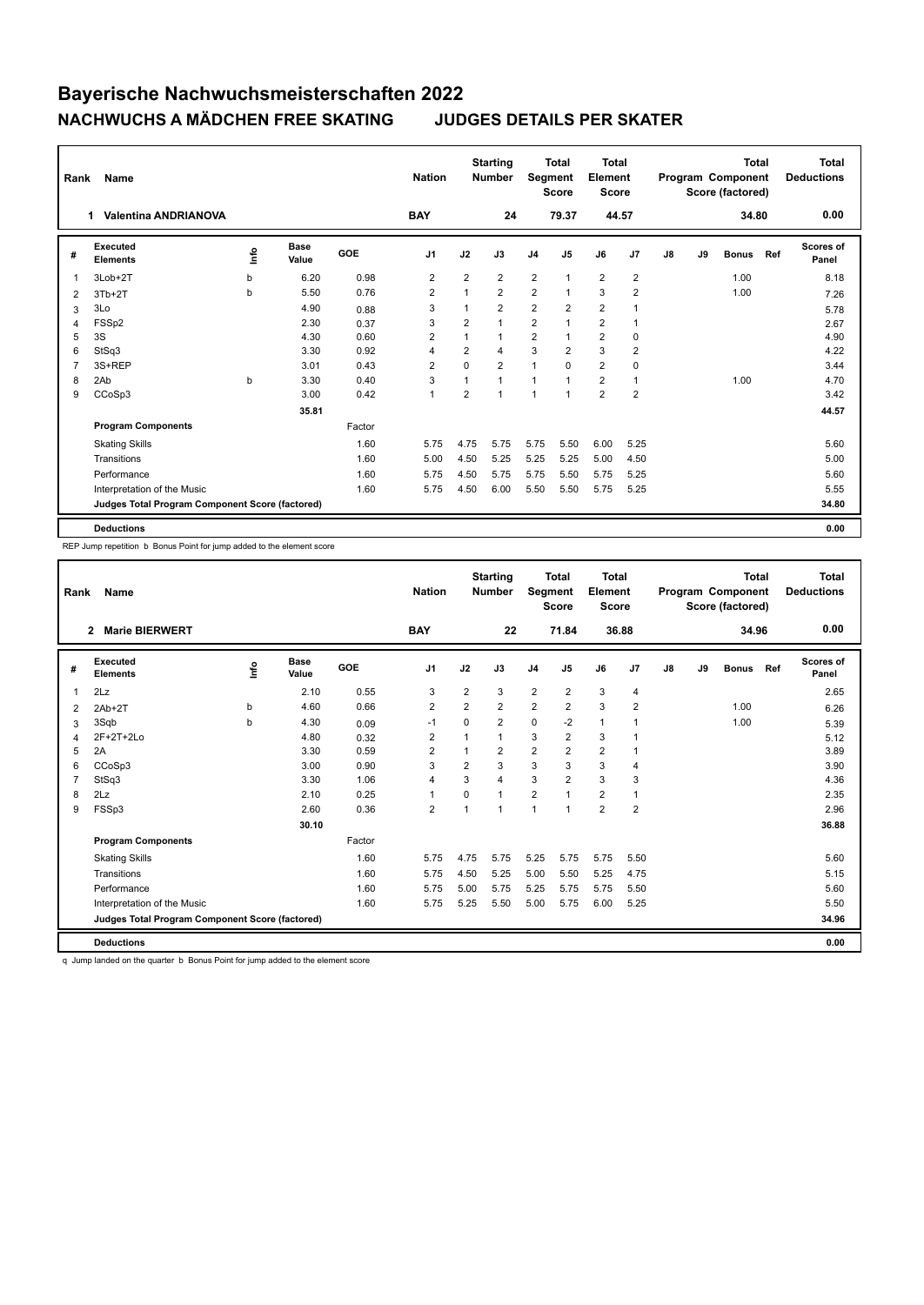# Bayerische Nachwuchsmeisterschaften 2022

## NACHWUCHS A MÄDCHEN FREE SKATING JUDGES DETAILS PER SKATER

| Rank | Name | Nation | Starting Number | Total Segment Score | Total Element Score | Total Program Component Score (factored) | Total Deductions |
|---|---|---|---|---|---|---|---|
| 1 | Valentina ANDRIANOVA | BAY | 24 | 79.37 | 44.57 | 34.80 | 0.00 |

| # | Executed Elements | Info | Base Value | GOE | J1 | J2 | J3 | J4 | J5 | J6 | J7 | J8 | J9 | Bonus | Ref | Scores of Panel |
|---|---|---|---|---|---|---|---|---|---|---|---|---|---|---|---|---|
| 1 | 3Lob+2T | b | 6.20 | 0.98 | 2 | 2 | 2 | 2 | 1 | 2 | 2 | | | 1.00 | | 8.18 |
| 2 | 3Tb+2T | b | 5.50 | 0.76 | 2 | 1 | 2 | 2 | 1 | 3 | 2 | | | 1.00 | | 7.26 |
| 3 | 3Lo | | 4.90 | 0.88 | 3 | 1 | 2 | 2 | 2 | 2 | 1 | | | | | 5.78 |
| 4 | FSSp2 | | 2.30 | 0.37 | 3 | 2 | 1 | 2 | 1 | 2 | 1 | | | | | 2.67 |
| 5 | 3S | | 4.30 | 0.60 | 2 | 1 | 1 | 2 | 1 | 2 | 0 | | | | | 4.90 |
| 6 | StSq3 | | 3.30 | 0.92 | 4 | 2 | 4 | 3 | 2 | 3 | 2 | | | | | 4.22 |
| 7 | 3S+REP | | 3.01 | 0.43 | 2 | 0 | 2 | 1 | 0 | 2 | 0 | | | | | 3.44 |
| 8 | 2Ab | b | 3.30 | 0.40 | 3 | 1 | 1 | 1 | 1 | 2 | 1 | | | 1.00 | | 4.70 |
| 9 | CCoSp3 | | 3.00 | 0.42 | 1 | 2 | 1 | 1 | 1 | 2 | 2 | | | | | 3.42 |
| | | | 35.81 | | | | | | | | | | | | | 44.57 |

| Program Components | Factor | J1 | J2 | J3 | J4 | J5 | J6 | J7 | J8 | J9 | Scores of Panel |
|---|---|---|---|---|---|---|---|---|---|---|---|
| Skating Skills | 1.60 | 5.75 | 4.75 | 5.75 | 5.75 | 5.50 | 6.00 | 5.25 | | | 5.60 |
| Transitions | 1.60 | 5.00 | 4.50 | 5.25 | 5.25 | 5.25 | 5.00 | 4.50 | | | 5.00 |
| Performance | 1.60 | 5.75 | 4.50 | 5.75 | 5.75 | 5.50 | 5.75 | 5.25 | | | 5.60 |
| Interpretation of the Music | 1.60 | 5.75 | 4.50 | 6.00 | 5.50 | 5.50 | 5.75 | 5.25 | | | 5.55 |
| Judges Total Program Component Score (factored) | | | | | | | | | | | 34.80 |
| Deductions | | | | | | | | | | | 0.00 |

REP Jump repetition b Bonus Point for jump added to the element score

| Rank | Name | Nation | Starting Number | Total Segment Score | Total Element Score | Total Program Component Score (factored) | Total Deductions |
|---|---|---|---|---|---|---|---|
| 2 | Marie BIERWERT | BAY | 22 | 71.84 | 36.88 | 34.96 | 0.00 |

| # | Executed Elements | Info | Base Value | GOE | J1 | J2 | J3 | J4 | J5 | J6 | J7 | J8 | J9 | Bonus | Ref | Scores of Panel |
|---|---|---|---|---|---|---|---|---|---|---|---|---|---|---|---|---|
| 1 | 2Lz | | 2.10 | 0.55 | 3 | 2 | 3 | 2 | 2 | 3 | 4 | | | | | 2.65 |
| 2 | 2Ab+2T | b | 4.60 | 0.66 | 2 | 2 | 2 | 2 | 2 | 3 | 2 | | | 1.00 | | 6.26 |
| 3 | 3Sqb | b | 4.30 | 0.09 | -1 | 0 | 2 | 0 | -2 | 1 | 1 | | | 1.00 | | 5.39 |
| 4 | 2F+2T+2Lo | | 4.80 | 0.32 | 2 | 1 | 1 | 3 | 2 | 3 | 1 | | | | | 5.12 |
| 5 | 2A | | 3.30 | 0.59 | 2 | 1 | 2 | 2 | 2 | 2 | 1 | | | | | 3.89 |
| 6 | CCoSp3 | | 3.00 | 0.90 | 3 | 2 | 3 | 3 | 3 | 3 | 4 | | | | | 3.90 |
| 7 | StSq3 | | 3.30 | 1.06 | 4 | 3 | 4 | 3 | 2 | 3 | 3 | | | | | 4.36 |
| 8 | 2Lz | | 2.10 | 0.25 | 1 | 0 | 1 | 2 | 1 | 2 | 1 | | | | | 2.35 |
| 9 | FSSp3 | | 2.60 | 0.36 | 2 | 1 | 1 | 1 | 1 | 2 | 2 | | | | | 2.96 |
| | | | 30.10 | | | | | | | | | | | | | 36.88 |

| Program Components | Factor | J1 | J2 | J3 | J4 | J5 | J6 | J7 | J8 | J9 | Scores of Panel |
|---|---|---|---|---|---|---|---|---|---|---|---|
| Skating Skills | 1.60 | 5.75 | 4.75 | 5.75 | 5.25 | 5.75 | 5.75 | 5.50 | | | 5.60 |
| Transitions | 1.60 | 5.75 | 4.50 | 5.25 | 5.00 | 5.50 | 5.25 | 4.75 | | | 5.15 |
| Performance | 1.60 | 5.75 | 5.00 | 5.75 | 5.25 | 5.75 | 5.75 | 5.50 | | | 5.60 |
| Interpretation of the Music | 1.60 | 5.75 | 5.25 | 5.50 | 5.00 | 5.75 | 6.00 | 5.25 | | | 5.50 |
| Judges Total Program Component Score (factored) | | | | | | | | | | | 34.96 |
| Deductions | | | | | | | | | | | 0.00 |

q Jump landed on the quarter b Bonus Point for jump added to the element score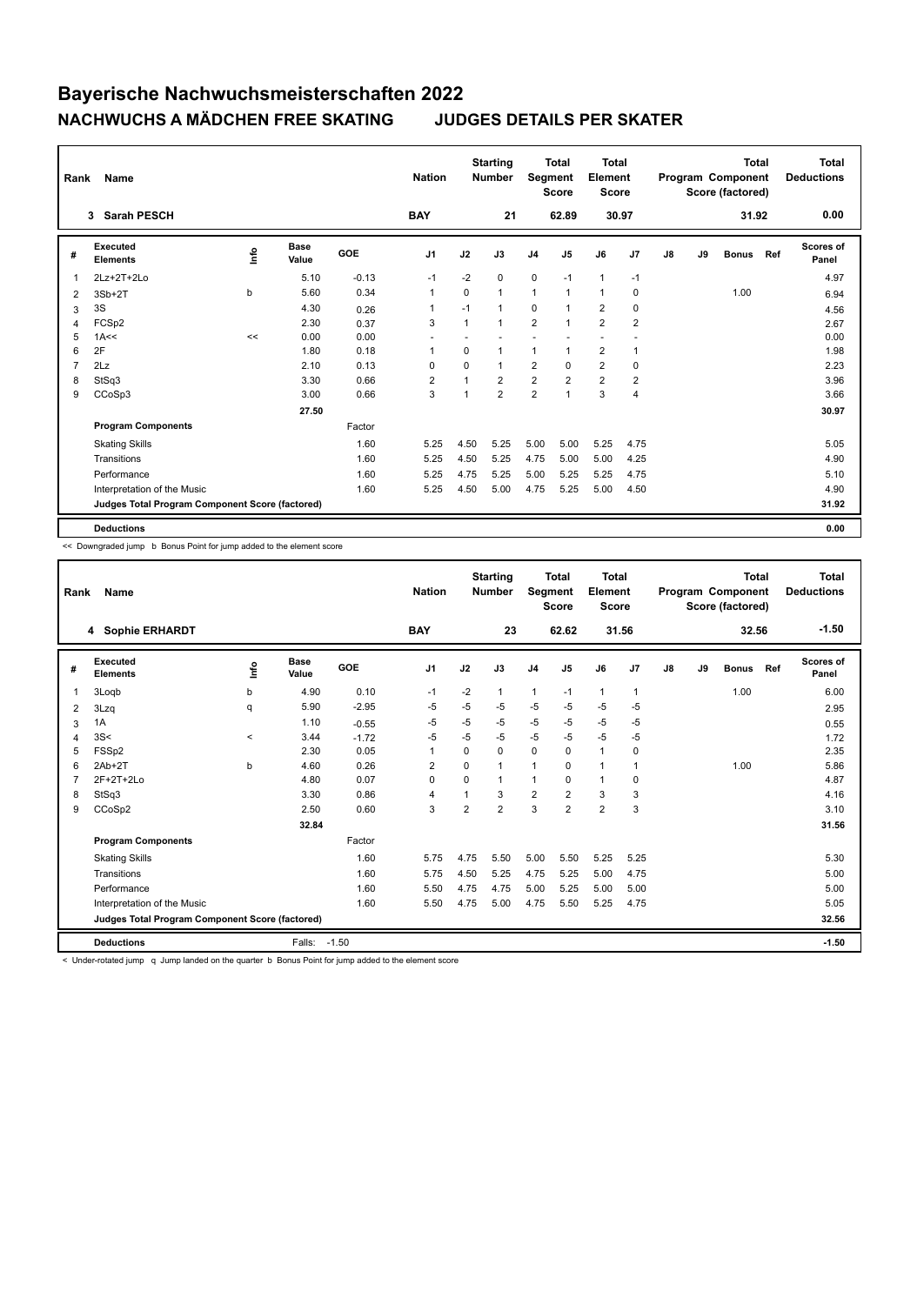# Bayerische Nachwuchsmeisterschaften 2022

## NACHWUCHS A MÄDCHEN FREE SKATING JUDGES DETAILS PER SKATER

| Rank | Name | Nation | Starting Number | Total Segment Score | Total Element Score | Total Program Component Score (factored) | Total Deductions |
|---|---|---|---|---|---|---|---|
| 3 | Sarah PESCH | BAY | 21 | 62.89 | 30.97 | 31.92 | 0.00 |

| # | Executed Elements | Info | Base Value | GOE | J1 | J2 | J3 | J4 | J5 | J6 | J7 | J8 | J9 | Bonus | Ref | Scores of Panel |
|---|---|---|---|---|---|---|---|---|---|---|---|---|---|---|---|---|
| 1 | 2Lz+2T+2Lo | | 5.10 | -0.13 | -1 | -2 | 0 | 0 | -1 | 1 | -1 | | | | | 4.97 |
| 2 | 3Sb+2T | b | 5.60 | 0.34 | 1 | 0 | 1 | 1 | 1 | 1 | 0 | | | 1.00 | | 6.94 |
| 3 | 3S | | 4.30 | 0.26 | 1 | -1 | 1 | 0 | 1 | 2 | 0 | | | | | 4.56 |
| 4 | FCSp2 | | 2.30 | 0.37 | 3 | 1 | 1 | 2 | 1 | 2 | 2 | | | | | 2.67 |
| 5 | 1A<< | << | 0.00 | 0.00 | - | - | - | - | - | - | - | | | | | 0.00 |
| 6 | 2F | | 1.80 | 0.18 | 1 | 0 | 1 | 1 | 1 | 2 | 1 | | | | | 1.98 |
| 7 | 2Lz | | 2.10 | 0.13 | 0 | 0 | 1 | 2 | 0 | 2 | 0 | | | | | 2.23 |
| 8 | StSq3 | | 3.30 | 0.66 | 2 | 1 | 2 | 2 | 2 | 2 | 2 | | | | | 3.96 |
| 9 | CCoSp3 | | 3.00 | 0.66 | 3 | 1 | 2 | 2 | 1 | 3 | 4 | | | | | 3.66 |
| | | | 27.50 | | | | | | | | | | | | | 30.97 |
| | **Program Components** | | | Factor | | | | | | | | | | | | |
| | Skating Skills | | | 1.60 | 5.25 | 4.50 | 5.25 | 5.00 | 5.00 | 5.25 | 4.75 | | | | | 5.05 |
| | Transitions | | | 1.60 | 5.25 | 4.50 | 5.25 | 4.75 | 5.00 | 5.00 | 4.25 | | | | | 4.90 |
| | Performance | | | 1.60 | 5.25 | 4.75 | 5.25 | 5.00 | 5.25 | 5.25 | 4.75 | | | | | 5.10 |
| | Interpretation of the Music | | | 1.60 | 5.25 | 4.50 | 5.00 | 4.75 | 5.25 | 5.00 | 4.50 | | | | | 4.90 |
| | **Judges Total Program Component Score (factored)** | | | | | | | | | | | | | | | 31.92 |
| | **Deductions** | | | | | | | | | | | | | | | 0.00 |

<< Downgraded jump b Bonus Point for jump added to the element score

| Rank | Name | Nation | Starting Number | Total Segment Score | Total Element Score | Total Program Component Score (factored) | Total Deductions |
|---|---|---|---|---|---|---|---|
| 4 | Sophie ERHARDT | BAY | 23 | 62.62 | 31.56 | 32.56 | -1.50 |

| # | Executed Elements | Info | Base Value | GOE | J1 | J2 | J3 | J4 | J5 | J6 | J7 | J8 | J9 | Bonus | Ref | Scores of Panel |
|---|---|---|---|---|---|---|---|---|---|---|---|---|---|---|---|---|
| 1 | 3Loqb | b | 4.90 | 0.10 | -1 | -2 | 1 | 1 | -1 | 1 | 1 | | | 1.00 | | 6.00 |
| 2 | 3Lzq | q | 5.90 | -2.95 | -5 | -5 | -5 | -5 | -5 | -5 | -5 | | | | | 2.95 |
| 3 | 1A | | 1.10 | -0.55 | -5 | -5 | -5 | -5 | -5 | -5 | -5 | | | | | 0.55 |
| 4 | 3S< | < | 3.44 | -1.72 | -5 | -5 | -5 | -5 | -5 | -5 | -5 | | | | | 1.72 |
| 5 | FSSp2 | | 2.30 | 0.05 | 1 | 0 | 0 | 0 | 0 | 1 | 0 | | | | | 2.35 |
| 6 | 2Ab+2T | b | 4.60 | 0.26 | 2 | 0 | 1 | 1 | 0 | 1 | 1 | | | 1.00 | | 5.86 |
| 7 | 2F+2T+2Lo | | 4.80 | 0.07 | 0 | 0 | 1 | 1 | 0 | 1 | 0 | | | | | 4.87 |
| 8 | StSq3 | | 3.30 | 0.86 | 4 | 1 | 3 | 2 | 2 | 3 | 3 | | | | | 4.16 |
| 9 | CCoSp2 | | 2.50 | 0.60 | 3 | 2 | 2 | 3 | 2 | 2 | 3 | | | | | 3.10 |
| | | | 32.84 | | | | | | | | | | | | | 31.56 |
| | **Program Components** | | | Factor | | | | | | | | | | | | |
| | Skating Skills | | | 1.60 | 5.75 | 4.75 | 5.50 | 5.00 | 5.50 | 5.25 | 5.25 | | | | | 5.30 |
| | Transitions | | | 1.60 | 5.75 | 4.50 | 5.25 | 4.75 | 5.25 | 5.00 | 4.75 | | | | | 5.00 |
| | Performance | | | 1.60 | 5.50 | 4.75 | 4.75 | 5.00 | 5.25 | 5.00 | 5.00 | | | | | 5.00 |
| | Interpretation of the Music | | | 1.60 | 5.50 | 4.75 | 5.00 | 4.75 | 5.50 | 5.25 | 4.75 | | | | | 5.05 |
| | **Judges Total Program Component Score (factored)** | | | | | | | | | | | | | | | 32.56 |
| | **Deductions** | | Falls: | -1.50 | | | | | | | | | | | | -1.50 |

< Under-rotated jump q Jump landed on the quarter b Bonus Point for jump added to the element score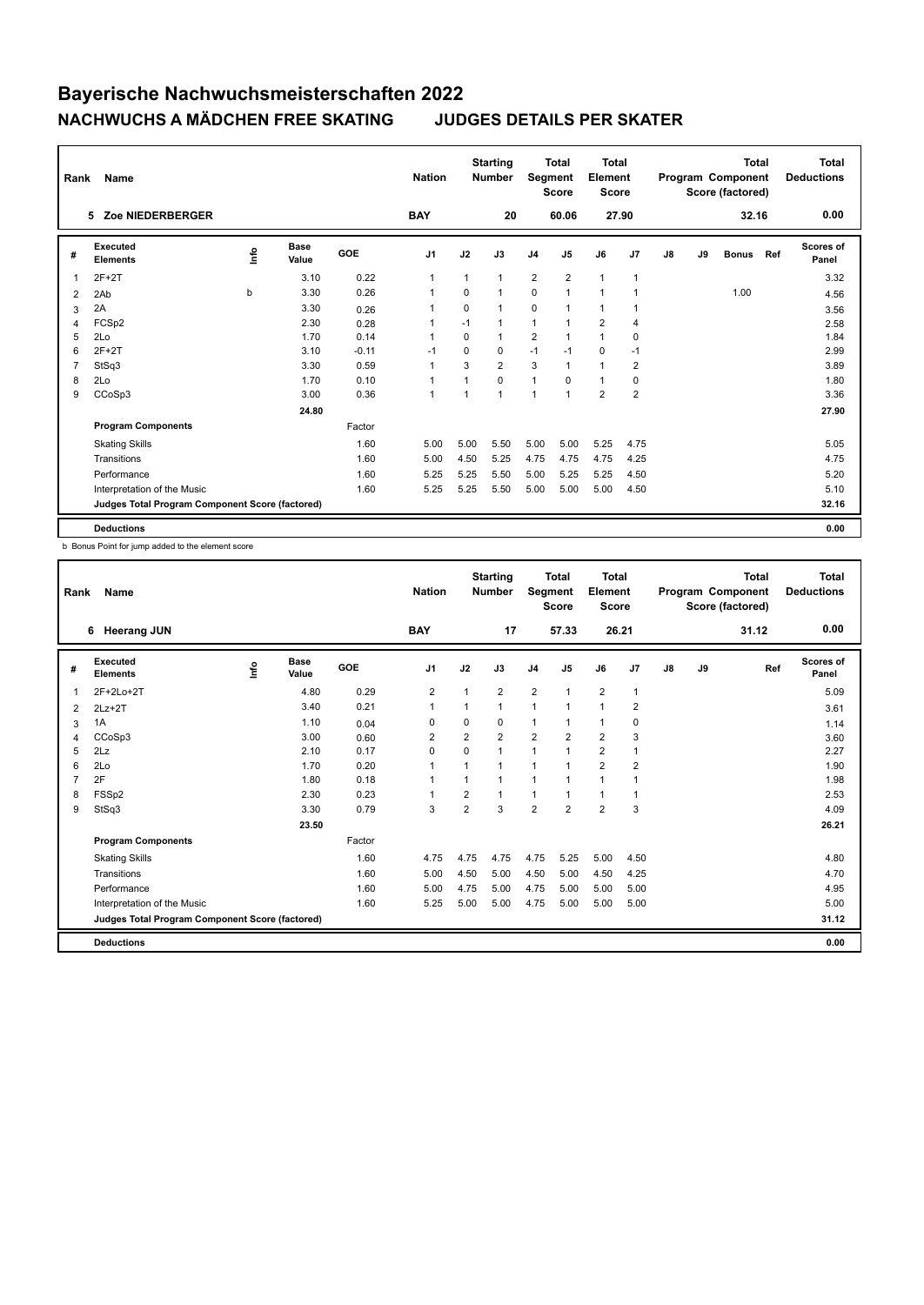# Bayerische Nachwuchsmeisterschaften 2022

## NACHWUCHS A MÄDCHEN FREE SKATING JUDGES DETAILS PER SKATER

| Rank | Name | Nation | Starting Number | Total Segment Score | Total Element Score | Total Program Component Score (factored) | Total Deductions |
|---|---|---|---|---|---|---|---|
| 5 | Zoe NIEDERBERGER | BAY | 20 | 60.06 | 27.90 | 32.16 | 0.00 |

| # | Executed Elements | Info | Base Value | GOE | J1 | J2 | J3 | J4 | J5 | J6 | J7 | J8 | J9 | Bonus | Ref | Scores of Panel |
|---|---|---|---|---|---|---|---|---|---|---|---|---|---|---|---|---|
| 1 | 2F+2T | | 3.10 | 0.22 | 1 | 1 | 1 | 2 | 2 | 1 | 1 | | | | | 3.32 |
| 2 | 2Ab | b | 3.30 | 0.26 | 1 | 0 | 1 | 0 | 1 | 1 | 1 | | | 1.00 | | 4.56 |
| 3 | 2A | | 3.30 | 0.26 | 1 | 0 | 1 | 0 | 1 | 1 | 1 | | | | | 3.56 |
| 4 | FCSp2 | | 2.30 | 0.28 | 1 | -1 | 1 | 1 | 1 | 2 | 4 | | | | | 2.58 |
| 5 | 2Lo | | 1.70 | 0.14 | 1 | 0 | 1 | 2 | 1 | 1 | 0 | | | | | 1.84 |
| 6 | 2F+2T | | 3.10 | -0.11 | -1 | 0 | 0 | -1 | -1 | 0 | -1 | | | | | 2.99 |
| 7 | StSq3 | | 3.30 | 0.59 | 1 | 3 | 2 | 3 | 1 | 1 | 2 | | | | | 3.89 |
| 8 | 2Lo | | 1.70 | 0.10 | 1 | 1 | 0 | 1 | 0 | 1 | 0 | | | | | 1.80 |
| 9 | CCoSp3 | | 3.00 | 0.36 | 1 | 1 | 1 | 1 | 1 | 2 | 2 | | | | | 3.36 |
| | | | 24.80 | | | | | | | | | | | | | 27.90 |
| | **Program Components** | | | Factor | | | | | | | | | | | | |
| | Skating Skills | | | 1.60 | 5.00 | 5.00 | 5.50 | 5.00 | 5.00 | 5.25 | 4.75 | | | | | 5.05 |
| | Transitions | | | 1.60 | 5.00 | 4.50 | 5.25 | 4.75 | 4.75 | 4.75 | 4.25 | | | | | 4.75 |
| | Performance | | | 1.60 | 5.25 | 5.25 | 5.50 | 5.00 | 5.25 | 5.25 | 4.50 | | | | | 5.20 |
| | Interpretation of the Music | | | 1.60 | 5.25 | 5.25 | 5.50 | 5.00 | 5.00 | 5.00 | 4.50 | | | | | 5.10 |
| | **Judges Total Program Component Score (factored)** | | | | | | | | | | | | | | | 32.16 |
| | **Deductions** | | | | | | | | | | | | | | | 0.00 |

b Bonus Point for jump added to the element score

| Rank | Name | Nation | Starting Number | Total Segment Score | Total Element Score | Total Program Component Score (factored) | Total Deductions |
|---|---|---|---|---|---|---|---|
| 6 | Heerang JUN | BAY | 17 | 57.33 | 26.21 | 31.12 | 0.00 |

| # | Executed Elements | Info | Base Value | GOE | J1 | J2 | J3 | J4 | J5 | J6 | J7 | J8 | J9 | Ref | Scores of Panel |
|---|---|---|---|---|---|---|---|---|---|---|---|---|---|---|---|
| 1 | 2F+2Lo+2T | | 4.80 | 0.29 | 2 | 1 | 2 | 2 | 1 | 2 | 1 | | | | 5.09 |
| 2 | 2Lz+2T | | 3.40 | 0.21 | 1 | 1 | 1 | 1 | 1 | 1 | 2 | | | | 3.61 |
| 3 | 1A | | 1.10 | 0.04 | 0 | 0 | 0 | 1 | 1 | 1 | 0 | | | | 1.14 |
| 4 | CCoSp3 | | 3.00 | 0.60 | 2 | 2 | 2 | 2 | 2 | 2 | 3 | | | | 3.60 |
| 5 | 2Lz | | 2.10 | 0.17 | 0 | 0 | 1 | 1 | 1 | 2 | 1 | | | | 2.27 |
| 6 | 2Lo | | 1.70 | 0.20 | 1 | 1 | 1 | 1 | 1 | 2 | 2 | | | | 1.90 |
| 7 | 2F | | 1.80 | 0.18 | 1 | 1 | 1 | 1 | 1 | 1 | 1 | | | | 1.98 |
| 8 | FSSp2 | | 2.30 | 0.23 | 1 | 2 | 1 | 1 | 1 | 1 | 1 | | | | 2.53 |
| 9 | StSq3 | | 3.30 | 0.79 | 3 | 2 | 3 | 2 | 2 | 2 | 3 | | | | 4.09 |
| | | | 23.50 | | | | | | | | | | | | 26.21 |
| | **Program Components** | | | Factor | | | | | | | | | | | |
| | Skating Skills | | | 1.60 | 4.75 | 4.75 | 4.75 | 4.75 | 5.25 | 5.00 | 4.50 | | | | 4.80 |
| | Transitions | | | 1.60 | 5.00 | 4.50 | 5.00 | 4.50 | 5.00 | 4.50 | 4.25 | | | | 4.70 |
| | Performance | | | 1.60 | 5.00 | 4.75 | 5.00 | 4.75 | 5.00 | 5.00 | 5.00 | | | | 4.95 |
| | Interpretation of the Music | | | 1.60 | 5.25 | 5.00 | 5.00 | 4.75 | 5.00 | 5.00 | 5.00 | | | | 5.00 |
| | **Judges Total Program Component Score (factored)** | | | | | | | | | | | | | | 31.12 |
| | **Deductions** | | | | | | | | | | | | | | 0.00 |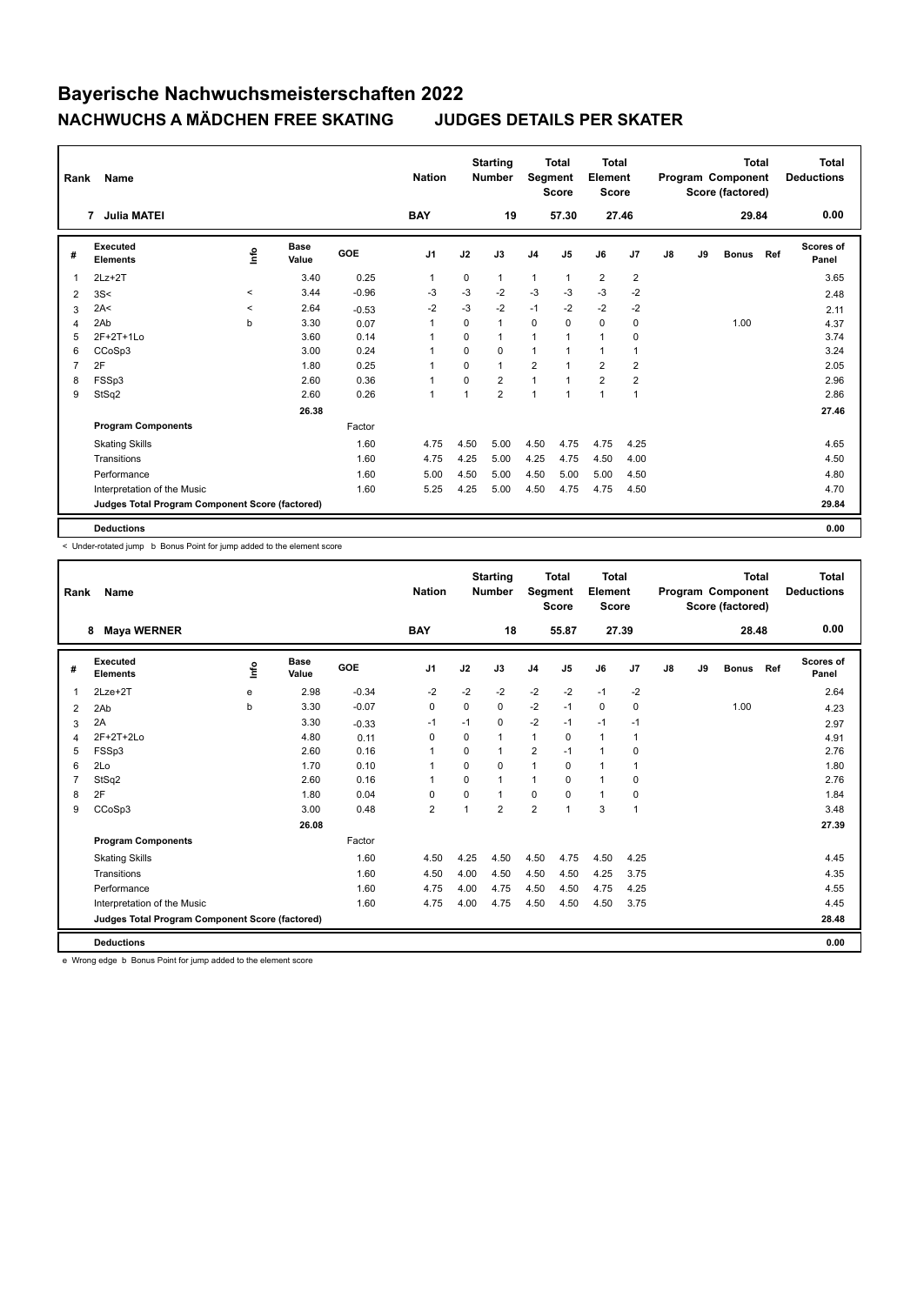# Bayerische Nachwuchsmeisterschaften 2022

## NACHWUCHS A MÄDCHEN FREE SKATING JUDGES DETAILS PER SKATER

| Rank | Name | Nation | Starting Number | Total Segment Score | Total Element Score | Total Program Component Score (factored) | Total Deductions |
|---|---|---|---|---|---|---|---|
| 7 | Julia MATEI | BAY | 19 | 57.30 | 27.46 | 29.84 | 0.00 |

| # | Executed Elements | Info | Base Value | GOE | J1 | J2 | J3 | J4 | J5 | J6 | J7 | J8 | J9 | Bonus | Ref | Scores of Panel |
|---|---|---|---|---|---|---|---|---|---|---|---|---|---|---|---|---|
| 1 | 2Lz+2T | | 3.40 | 0.25 | 1 | 0 | 1 | 1 | 1 | 2 | 2 | | | | | 3.65 |
| 2 | 3S< | < | 3.44 | -0.96 | -3 | -3 | -2 | -3 | -3 | -3 | -2 | | | | | 2.48 |
| 3 | 2A< | < | 2.64 | -0.53 | -2 | -3 | -2 | -1 | -2 | -2 | -2 | | | | | 2.11 |
| 4 | 2Ab | b | 3.30 | 0.07 | 1 | 0 | 1 | 0 | 0 | 0 | 0 | | | 1.00 | | 4.37 |
| 5 | 2F+2T+1Lo | | 3.60 | 0.14 | 1 | 0 | 1 | 1 | 1 | 1 | 0 | | | | | 3.74 |
| 6 | CCoSp3 | | 3.00 | 0.24 | 1 | 0 | 0 | 1 | 1 | 1 | 1 | | | | | 3.24 |
| 7 | 2F | | 1.80 | 0.25 | 1 | 0 | 1 | 2 | 1 | 2 | 2 | | | | | 2.05 |
| 8 | FSSp3 | | 2.60 | 0.36 | 1 | 0 | 2 | 1 | 1 | 2 | 2 | | | | | 2.96 |
| 9 | StSq2 | | 2.60 | 0.26 | 1 | 1 | 2 | 1 | 1 | 1 | 1 | | | | | 2.86 |
| | | | 26.38 | | | | | | | | | | | | | 27.46 |
| | **Program Components** | | | Factor | | | | | | | | | | | | |
| | Skating Skills | | | 1.60 | 4.75 | 4.50 | 5.00 | 4.50 | 4.75 | 4.75 | 4.25 | | | | | 4.65 |
| | Transitions | | | 1.60 | 4.75 | 4.25 | 5.00 | 4.25 | 4.75 | 4.50 | 4.00 | | | | | 4.50 |
| | Performance | | | 1.60 | 5.00 | 4.50 | 5.00 | 4.50 | 5.00 | 5.00 | 4.50 | | | | | 4.80 |
| | Interpretation of the Music | | | 1.60 | 5.25 | 4.25 | 5.00 | 4.50 | 4.75 | 4.75 | 4.50 | | | | | 4.70 |
| | **Judges Total Program Component Score (factored)** | | | | | | | | | | | | | | | 29.84 |
| | **Deductions** | | | | | | | | | | | | | | | 0.00 |

< Under-rotated jump b Bonus Point for jump added to the element score

| Rank | Name | Nation | Starting Number | Total Segment Score | Total Element Score | Total Program Component Score (factored) | Total Deductions |
|---|---|---|---|---|---|---|---|
| 8 | Maya WERNER | BAY | 18 | 55.87 | 27.39 | 28.48 | 0.00 |

| # | Executed Elements | Info | Base Value | GOE | J1 | J2 | J3 | J4 | J5 | J6 | J7 | J8 | J9 | Bonus | Ref | Scores of Panel |
|---|---|---|---|---|---|---|---|---|---|---|---|---|---|---|---|---|
| 1 | 2Lze+2T | e | 2.98 | -0.34 | -2 | -2 | -2 | -2 | -2 | -1 | -2 | | | | | 2.64 |
| 2 | 2Ab | b | 3.30 | -0.07 | 0 | 0 | 0 | -2 | -1 | 0 | 0 | | | 1.00 | | 4.23 |
| 3 | 2A | | 3.30 | -0.33 | -1 | -1 | 0 | -2 | -1 | -1 | -1 | | | | | 2.97 |
| 4 | 2F+2T+2Lo | | 4.80 | 0.11 | 0 | 0 | 1 | 1 | 0 | 1 | 1 | | | | | 4.91 |
| 5 | FSSp3 | | 2.60 | 0.16 | 1 | 0 | 1 | 2 | -1 | 1 | 0 | | | | | 2.76 |
| 6 | 2Lo | | 1.70 | 0.10 | 1 | 0 | 0 | 1 | 0 | 1 | 1 | | | | | 1.80 |
| 7 | StSq2 | | 2.60 | 0.16 | 1 | 0 | 1 | 1 | 0 | 1 | 0 | | | | | 2.76 |
| 8 | 2F | | 1.80 | 0.04 | 0 | 0 | 1 | 0 | 0 | 1 | 0 | | | | | 1.84 |
| 9 | CCoSp3 | | 3.00 | 0.48 | 2 | 1 | 2 | 2 | 1 | 3 | 1 | | | | | 3.48 |
| | | | 26.08 | | | | | | | | | | | | | 27.39 |
| | **Program Components** | | | Factor | | | | | | | | | | | | |
| | Skating Skills | | | 1.60 | 4.50 | 4.25 | 4.50 | 4.50 | 4.75 | 4.50 | 4.25 | | | | | 4.45 |
| | Transitions | | | 1.60 | 4.50 | 4.00 | 4.50 | 4.50 | 4.50 | 4.25 | 3.75 | | | | | 4.35 |
| | Performance | | | 1.60 | 4.75 | 4.00 | 4.75 | 4.50 | 4.50 | 4.75 | 4.25 | | | | | 4.55 |
| | Interpretation of the Music | | | 1.60 | 4.75 | 4.00 | 4.75 | 4.50 | 4.50 | 4.50 | 3.75 | | | | | 4.45 |
| | **Judges Total Program Component Score (factored)** | | | | | | | | | | | | | | | 28.48 |
| | **Deductions** | | | | | | | | | | | | | | | 0.00 |

e Wrong edge b Bonus Point for jump added to the element score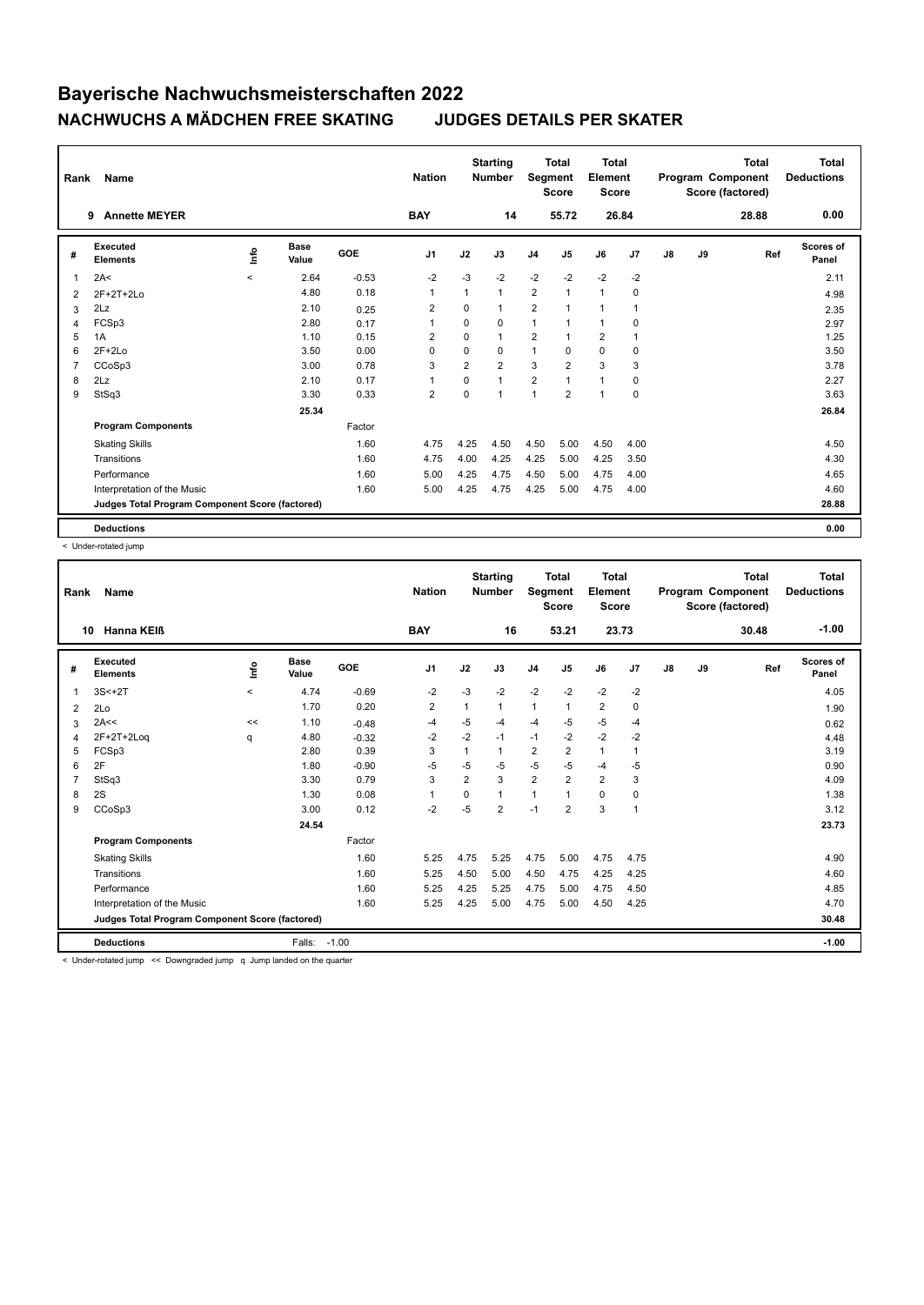# Bayerische Nachwuchsmeisterschaften 2022

## NACHWUCHS A MÄDCHEN FREE SKATING　　JUDGES DETAILS PER SKATER

| Rank | Name | Nation | Starting Number | Total Segment Score | Total Element Score | Total Program Component Score (factored) | Total Deductions |
|---|---|---|---|---|---|---|---|
| 9 | Annette MEYER | BAY | 14 | 55.72 | 26.84 | 28.88 | 0.00 |

| # | Executed Elements | Info | Base Value | GOE | J1 | J2 | J3 | J4 | J5 | J6 | J7 | J8 | J9 | Ref | Scores of Panel |
|---|---|---|---|---|---|---|---|---|---|---|---|---|---|---|---|
| 1 | 2A< | < | 2.64 | -0.53 | -2 | -3 | -2 | -2 | -2 | -2 | -2 | | | | 2.11 |
| 2 | 2F+2T+2Lo | | 4.80 | 0.18 | 1 | 1 | 1 | 2 | 1 | 1 | 0 | | | | 4.98 |
| 3 | 2Lz | | 2.10 | 0.25 | 2 | 0 | 1 | 2 | 1 | 1 | 1 | | | | 2.35 |
| 4 | FCSp3 | | 2.80 | 0.17 | 1 | 0 | 0 | 1 | 1 | 1 | 0 | | | | 2.97 |
| 5 | 1A | | 1.10 | 0.15 | 2 | 0 | 1 | 2 | 1 | 2 | 1 | | | | 1.25 |
| 6 | 2F+2Lo | | 3.50 | 0.00 | 0 | 0 | 0 | 1 | 0 | 0 | 0 | | | | 3.50 |
| 7 | CCoSp3 | | 3.00 | 0.78 | 3 | 2 | 2 | 3 | 2 | 3 | 3 | | | | 3.78 |
| 8 | 2Lz | | 2.10 | 0.17 | 1 | 0 | 1 | 2 | 1 | 1 | 0 | | | | 2.27 |
| 9 | StSq3 | | 3.30 | 0.33 | 2 | 0 | 1 | 1 | 2 | 1 | 0 | | | | 3.63 |
| | | | 25.34 | | | | | | | | | | | | 26.84 |
| | **Program Components** | | | Factor | | | | | | | | | | | |
| | Skating Skills | | | 1.60 | 4.75 | 4.25 | 4.50 | 4.50 | 5.00 | 4.50 | 4.00 | | | | 4.50 |
| | Transitions | | | 1.60 | 4.75 | 4.00 | 4.25 | 4.25 | 5.00 | 4.25 | 3.50 | | | | 4.30 |
| | Performance | | | 1.60 | 5.00 | 4.25 | 4.75 | 4.50 | 5.00 | 4.75 | 4.00 | | | | 4.65 |
| | Interpretation of the Music | | | 1.60 | 5.00 | 4.25 | 4.75 | 4.25 | 5.00 | 4.75 | 4.00 | | | | 4.60 |
| | **Judges Total Program Component Score (factored)** | | | | | | | | | | | | | | 28.88 |
| | **Deductions** | | | | | | | | | | | | | | 0.00 |

< Under-rotated jump

| Rank | Name | Nation | Starting Number | Total Segment Score | Total Element Score | Total Program Component Score (factored) | Total Deductions |
|---|---|---|---|---|---|---|---|
| 10 | Hanna KEIß | BAY | 16 | 53.21 | 23.73 | 30.48 | -1.00 |

| # | Executed Elements | Info | Base Value | GOE | J1 | J2 | J3 | J4 | J5 | J6 | J7 | J8 | J9 | Ref | Scores of Panel |
|---|---|---|---|---|---|---|---|---|---|---|---|---|---|---|---|
| 1 | 3S<+2T | < | 4.74 | -0.69 | -2 | -3 | -2 | -2 | -2 | -2 | -2 | | | | 4.05 |
| 2 | 2Lo | | 1.70 | 0.20 | 2 | 1 | 1 | 1 | 1 | 2 | 0 | | | | 1.90 |
| 3 | 2A<< | << | 1.10 | -0.48 | -4 | -5 | -4 | -4 | -5 | -5 | -4 | | | | 0.62 |
| 4 | 2F+2T+2Loq | q | 4.80 | -0.32 | -2 | -2 | -1 | -1 | -2 | -2 | -2 | | | | 4.48 |
| 5 | FCSp3 | | 2.80 | 0.39 | 3 | 1 | 1 | 2 | 2 | 1 | 1 | | | | 3.19 |
| 6 | 2F | | 1.80 | -0.90 | -5 | -5 | -5 | -5 | -5 | -4 | -5 | | | | 0.90 |
| 7 | StSq3 | | 3.30 | 0.79 | 3 | 2 | 3 | 2 | 2 | 2 | 3 | | | | 4.09 |
| 8 | 2S | | 1.30 | 0.08 | 1 | 0 | 1 | 1 | 1 | 0 | 0 | | | | 1.38 |
| 9 | CCoSp3 | | 3.00 | 0.12 | -2 | -5 | 2 | -1 | 2 | 3 | 1 | | | | 3.12 |
| | | | 24.54 | | | | | | | | | | | | 23.73 |
| | **Program Components** | | | Factor | | | | | | | | | | | |
| | Skating Skills | | | 1.60 | 5.25 | 4.75 | 5.25 | 4.75 | 5.00 | 4.75 | 4.75 | | | | 4.90 |
| | Transitions | | | 1.60 | 5.25 | 4.50 | 5.00 | 4.50 | 4.75 | 4.25 | 4.25 | | | | 4.60 |
| | Performance | | | 1.60 | 5.25 | 4.25 | 5.25 | 4.75 | 5.00 | 4.75 | 4.50 | | | | 4.85 |
| | Interpretation of the Music | | | 1.60 | 5.25 | 4.25 | 5.00 | 4.75 | 5.00 | 4.50 | 4.25 | | | | 4.70 |
| | **Judges Total Program Component Score (factored)** | | | | | | | | | | | | | | 30.48 |
| | **Deductions** | | Falls: | -1.00 | | | | | | | | | | | -1.00 |

< Under-rotated jump　<< Downgraded jump　q Jump landed on the quarter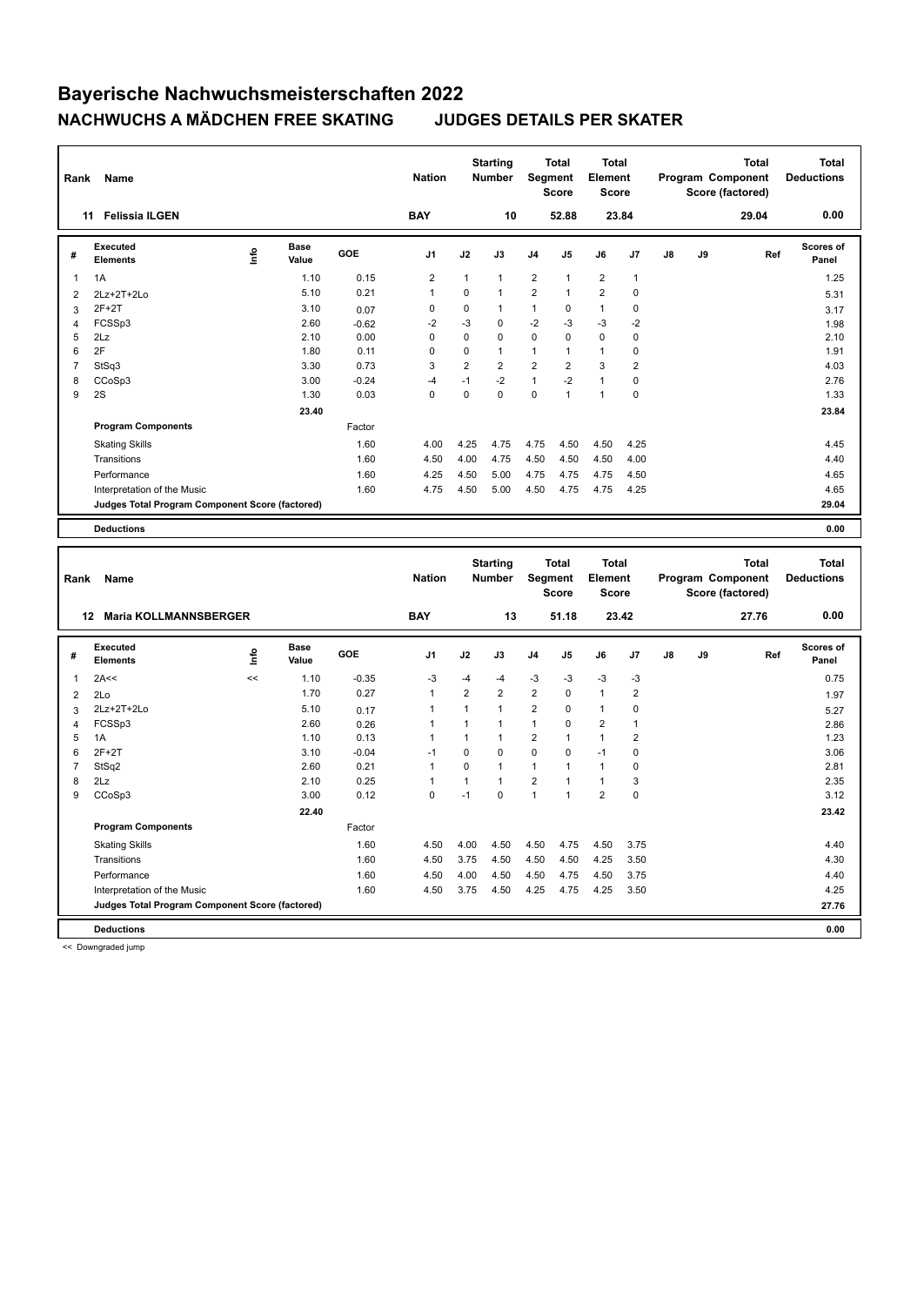# Bayerische Nachwuchsmeisterschaften 2022

## NACHWUCHS A MÄDCHEN FREE SKATING JUDGES DETAILS PER SKATER

| Rank | Name | Nation | Starting Number | Total Segment Score | Total Element Score | Total Program Component Score (factored) | Total Deductions |
|---|---|---|---|---|---|---|---|
| 11 | Felissia ILGEN | BAY | 10 | 52.88 | 23.84 | 29.04 | 0.00 |

| # | Executed Elements | Info | Base Value | GOE | J1 | J2 | J3 | J4 | J5 | J6 | J7 | J8 | J9 | Ref | Scores of Panel |
|---|---|---|---|---|---|---|---|---|---|---|---|---|---|---|---|
| 1 | 1A | | 1.10 | 0.15 | 2 | 1 | 1 | 2 | 1 | 2 | 1 | | | | 1.25 |
| 2 | 2Lz+2T+2Lo | | 5.10 | 0.21 | 1 | 0 | 1 | 2 | 1 | 2 | 0 | | | | 5.31 |
| 3 | 2F+2T | | 3.10 | 0.07 | 0 | 0 | 1 | 1 | 0 | 1 | 0 | | | | 3.17 |
| 4 | FCSSp3 | | 2.60 | -0.62 | -2 | -3 | 0 | -2 | -3 | -3 | -2 | | | | 1.98 |
| 5 | 2Lz | | 2.10 | 0.00 | 0 | 0 | 0 | 0 | 0 | 0 | 0 | | | | 2.10 |
| 6 | 2F | | 1.80 | 0.11 | 0 | 0 | 1 | 1 | 1 | 1 | 0 | | | | 1.91 |
| 7 | StSq3 | | 3.30 | 0.73 | 3 | 2 | 2 | 2 | 2 | 3 | 2 | | | | 4.03 |
| 8 | CCoSp3 | | 3.00 | -0.24 | -4 | -1 | -2 | 1 | -2 | 1 | 0 | | | | 2.76 |
| 9 | 2S | | 1.30 | 0.03 | 0 | 0 | 0 | 0 | 1 | 1 | 0 | | | | 1.33 |
| | | | 23.40 | | | | | | | | | | | | 23.84 |
| | **Program Components** | | | Factor | | | | | | | | | | | |
| | Skating Skills | | | 1.60 | 4.00 | 4.25 | 4.75 | 4.75 | 4.50 | 4.50 | 4.25 | | | | 4.45 |
| | Transitions | | | 1.60 | 4.50 | 4.00 | 4.75 | 4.50 | 4.50 | 4.50 | 4.00 | | | | 4.40 |
| | Performance | | | 1.60 | 4.25 | 4.50 | 5.00 | 4.75 | 4.75 | 4.75 | 4.50 | | | | 4.65 |
| | Interpretation of the Music | | | 1.60 | 4.75 | 4.50 | 5.00 | 4.50 | 4.75 | 4.75 | 4.25 | | | | 4.65 |
| | **Judges Total Program Component Score (factored)** | | | | | | | | | | | | | | 29.04 |
| | **Deductions** | | | | | | | | | | | | | | 0.00 |

| Rank | Name | Nation | Starting Number | Total Segment Score | Total Element Score | Total Program Component Score (factored) | Total Deductions |
|---|---|---|---|---|---|---|---|
| 12 | Maria KOLLMANNSBERGER | BAY | 13 | 51.18 | 23.42 | 27.76 | 0.00 |

| # | Executed Elements | Info | Base Value | GOE | J1 | J2 | J3 | J4 | J5 | J6 | J7 | J8 | J9 | Ref | Scores of Panel |
|---|---|---|---|---|---|---|---|---|---|---|---|---|---|---|---|
| 1 | 2A<< | << | 1.10 | -0.35 | -3 | -4 | -4 | -3 | -3 | -3 | -3 | | | | 0.75 |
| 2 | 2Lo | | 1.70 | 0.27 | 1 | 2 | 2 | 2 | 0 | 1 | 2 | | | | 1.97 |
| 3 | 2Lz+2T+2Lo | | 5.10 | 0.17 | 1 | 1 | 1 | 2 | 0 | 1 | 0 | | | | 5.27 |
| 4 | FCSSp3 | | 2.60 | 0.26 | 1 | 1 | 1 | 1 | 0 | 2 | 1 | | | | 2.86 |
| 5 | 1A | | 1.10 | 0.13 | 1 | 1 | 1 | 2 | 1 | 1 | 2 | | | | 1.23 |
| 6 | 2F+2T | | 3.10 | -0.04 | -1 | 0 | 0 | 0 | 0 | -1 | 0 | | | | 3.06 |
| 7 | StSq2 | | 2.60 | 0.21 | 1 | 0 | 1 | 1 | 1 | 1 | 0 | | | | 2.81 |
| 8 | 2Lz | | 2.10 | 0.25 | 1 | 1 | 1 | 2 | 1 | 1 | 3 | | | | 2.35 |
| 9 | CCoSp3 | | 3.00 | 0.12 | 0 | -1 | 0 | 1 | 1 | 2 | 0 | | | | 3.12 |
| | | | 22.40 | | | | | | | | | | | | 23.42 |
| | **Program Components** | | | Factor | | | | | | | | | | | |
| | Skating Skills | | | 1.60 | 4.50 | 4.00 | 4.50 | 4.50 | 4.75 | 4.50 | 3.75 | | | | 4.40 |
| | Transitions | | | 1.60 | 4.50 | 3.75 | 4.50 | 4.50 | 4.50 | 4.25 | 3.50 | | | | 4.30 |
| | Performance | | | 1.60 | 4.50 | 4.00 | 4.50 | 4.50 | 4.75 | 4.50 | 3.75 | | | | 4.40 |
| | Interpretation of the Music | | | 1.60 | 4.50 | 3.75 | 4.50 | 4.25 | 4.75 | 4.25 | 3.50 | | | | 4.25 |
| | **Judges Total Program Component Score (factored)** | | | | | | | | | | | | | | 27.76 |
| | **Deductions** | | | | | | | | | | | | | | 0.00 |

<< Downgraded jump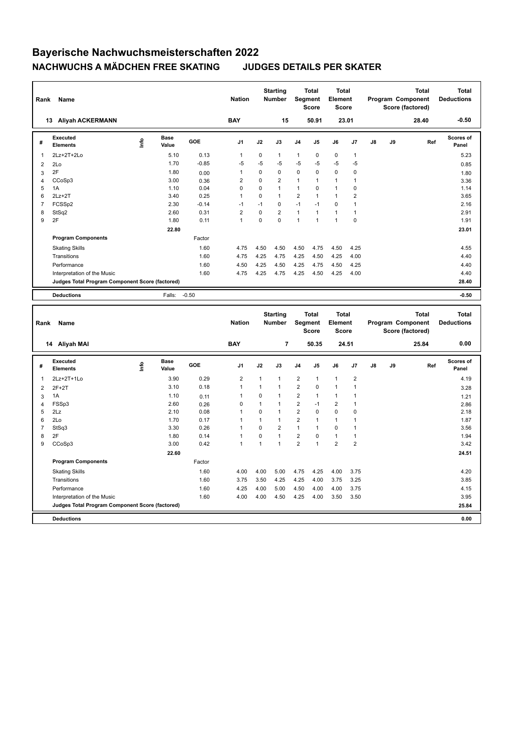# Bayerische Nachwuchsmeisterschaften 2022

## NACHWUCHS A MÄDCHEN FREE SKATING JUDGES DETAILS PER SKATER

| Rank | Name | Nation | Starting Number | Total Segment Score | Total Element Score | Total Program Component Score (factored) | Total Deductions |
|---|---|---|---|---|---|---|---|
| 13 | Aliyah ACKERMANN | BAY | 15 | 50.91 | 23.01 | 28.40 | -0.50 |

| # | Executed Elements | Info | Base Value | GOE | J1 | J2 | J3 | J4 | J5 | J6 | J7 | J8 | J9 | Ref | Scores of Panel |
|---|---|---|---|---|---|---|---|---|---|---|---|---|---|---|---|
| 1 | 2Lz+2T+2Lo | | 5.10 | 0.13 | 1 | 0 | 1 | 1 | 0 | 0 | 1 | | | | 5.23 |
| 2 | 2Lo | | 1.70 | -0.85 | -5 | -5 | -5 | -5 | -5 | -5 | -5 | | | | 0.85 |
| 3 | 2F | | 1.80 | 0.00 | 1 | 0 | 0 | 0 | 0 | 0 | 0 | | | | 1.80 |
| 4 | CCoSp3 | | 3.00 | 0.36 | 2 | 0 | 2 | 1 | 1 | 1 | 1 | | | | 3.36 |
| 5 | 1A | | 1.10 | 0.04 | 0 | 0 | 1 | 1 | 0 | 1 | 0 | | | | 1.14 |
| 6 | 2Lz+2T | | 3.40 | 0.25 | 1 | 0 | 1 | 2 | 1 | 1 | 2 | | | | 3.65 |
| 7 | FCSSp2 | | 2.30 | -0.14 | -1 | -1 | 0 | -1 | -1 | 0 | 1 | | | | 2.16 |
| 8 | StSq2 | | 2.60 | 0.31 | 2 | 0 | 2 | 1 | 1 | 1 | 1 | | | | 2.91 |
| 9 | 2F | | 1.80 | 0.11 | 1 | 0 | 0 | 1 | 1 | 1 | 0 | | | | 1.91 |
| | | | 22.80 | | | | | | | | | | | | 23.01 |
| | **Program Components** | | | Factor | | | | | | | | | | | |
| | Skating Skills | | | 1.60 | 4.75 | 4.50 | 4.50 | 4.50 | 4.75 | 4.50 | 4.25 | | | | 4.55 |
| | Transitions | | | 1.60 | 4.75 | 4.25 | 4.75 | 4.25 | 4.50 | 4.25 | 4.00 | | | | 4.40 |
| | Performance | | | 1.60 | 4.50 | 4.25 | 4.50 | 4.25 | 4.75 | 4.50 | 4.25 | | | | 4.40 |
| | Interpretation of the Music | | | 1.60 | 4.75 | 4.25 | 4.75 | 4.25 | 4.50 | 4.25 | 4.00 | | | | 4.40 |
| | **Judges Total Program Component Score (factored)** | | | | | | | | | | | | | | 28.40 |
| | **Deductions** | | Falls: | -0.50 | | | | | | | | | | | -0.50 |

| Rank | Name | Nation | Starting Number | Total Segment Score | Total Element Score | Total Program Component Score (factored) | Total Deductions |
|---|---|---|---|---|---|---|---|
| 14 | Aliyah MAI | BAY | 7 | 50.35 | 24.51 | 25.84 | 0.00 |

| # | Executed Elements | Info | Base Value | GOE | J1 | J2 | J3 | J4 | J5 | J6 | J7 | J8 | J9 | Ref | Scores of Panel |
|---|---|---|---|---|---|---|---|---|---|---|---|---|---|---|---|
| 1 | 2Lz+2T+1Lo | | 3.90 | 0.29 | 2 | 1 | 1 | 2 | 1 | 1 | 2 | | | | 4.19 |
| 2 | 2F+2T | | 3.10 | 0.18 | 1 | 1 | 1 | 2 | 0 | 1 | 1 | | | | 3.28 |
| 3 | 1A | | 1.10 | 0.11 | 1 | 0 | 1 | 2 | 1 | 1 | 1 | | | | 1.21 |
| 4 | FSSp3 | | 2.60 | 0.26 | 0 | 1 | 1 | 2 | -1 | 2 | 1 | | | | 2.86 |
| 5 | 2Lz | | 2.10 | 0.08 | 1 | 0 | 1 | 2 | 0 | 0 | 0 | | | | 2.18 |
| 6 | 2Lo | | 1.70 | 0.17 | 1 | 1 | 1 | 2 | 1 | 1 | 1 | | | | 1.87 |
| 7 | StSq3 | | 3.30 | 0.26 | 1 | 0 | 2 | 1 | 1 | 0 | 1 | | | | 3.56 |
| 8 | 2F | | 1.80 | 0.14 | 1 | 0 | 1 | 2 | 0 | 1 | 1 | | | | 1.94 |
| 9 | CCoSp3 | | 3.00 | 0.42 | 1 | 1 | 1 | 2 | 1 | 2 | 2 | | | | 3.42 |
| | | | 22.60 | | | | | | | | | | | | 24.51 |
| | **Program Components** | | | Factor | | | | | | | | | | | |
| | Skating Skills | | | 1.60 | 4.00 | 4.00 | 5.00 | 4.75 | 4.25 | 4.00 | 3.75 | | | | 4.20 |
| | Transitions | | | 1.60 | 3.75 | 3.50 | 4.25 | 4.25 | 4.00 | 3.75 | 3.25 | | | | 3.85 |
| | Performance | | | 1.60 | 4.25 | 4.00 | 5.00 | 4.50 | 4.00 | 4.00 | 3.75 | | | | 4.15 |
| | Interpretation of the Music | | | 1.60 | 4.00 | 4.00 | 4.50 | 4.25 | 4.00 | 3.50 | 3.50 | | | | 3.95 |
| | **Judges Total Program Component Score (factored)** | | | | | | | | | | | | | | 25.84 |
| | **Deductions** | | | | | | | | | | | | | | 0.00 |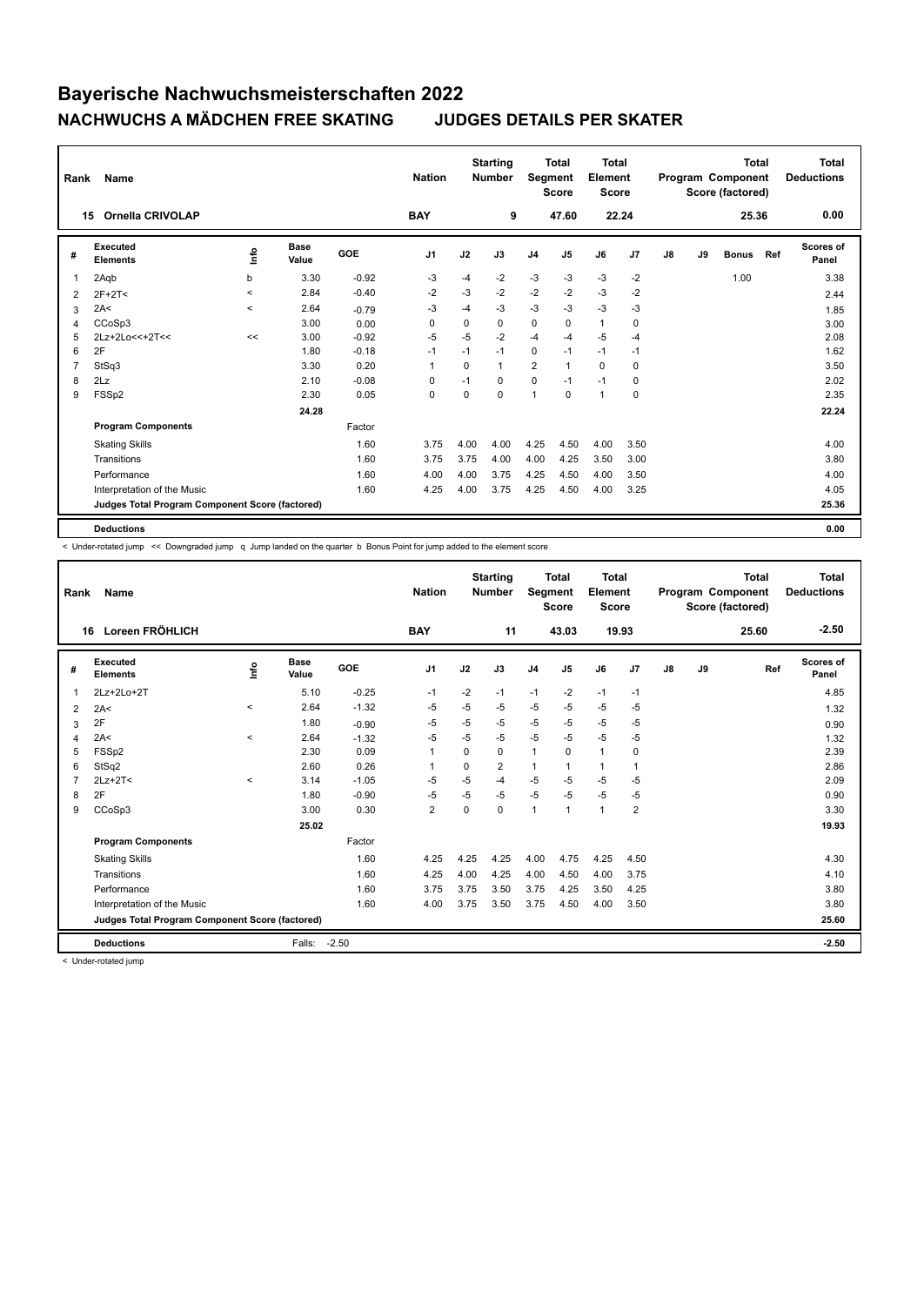# Bayerische Nachwuchsmeisterschaften 2022

## NACHWUCHS A MÄDCHEN FREE SKATING JUDGES DETAILS PER SKATER

| Rank | Name | Nation | Starting Number | Total Segment Score | Total Element Score | Total Program Component Score (factored) | Total Deductions |
|---|---|---|---|---|---|---|---|
| 15 | Ornella CRIVOLAP | BAY | 9 | 47.60 | 22.24 | 25.36 | 0.00 |

| # | Executed Elements | Info | Base Value | GOE | J1 | J2 | J3 | J4 | J5 | J6 | J7 | J8 | J9 | Bonus | Ref | Scores of Panel |
|---|---|---|---|---|---|---|---|---|---|---|---|---|---|---|---|---|
| 1 | 2Aqb | b | 3.30 | -0.92 | -3 | -4 | -2 | -3 | -3 | -3 | -2 | | | 1.00 | | 3.38 |
| 2 | 2F+2T< | < | 2.84 | -0.40 | -2 | -3 | -2 | -2 | -2 | -3 | -2 | | | | | 2.44 |
| 3 | 2A< | < | 2.64 | -0.79 | -3 | -4 | -3 | -3 | -3 | -3 | -3 | | | | | 1.85 |
| 4 | CCoSp3 | | 3.00 | 0.00 | 0 | 0 | 0 | 0 | 0 | 1 | 0 | | | | | 3.00 |
| 5 | 2Lz+2Lo<<+2T<< | << | 3.00 | -0.92 | -5 | -5 | -2 | -4 | -4 | -5 | -4 | | | | | 2.08 |
| 6 | 2F | | 1.80 | -0.18 | -1 | -1 | -1 | 0 | -1 | -1 | -1 | | | | | 1.62 |
| 7 | StSq3 | | 3.30 | 0.20 | 1 | 0 | 1 | 2 | 1 | 0 | 0 | | | | | 3.50 |
| 8 | 2Lz | | 2.10 | -0.08 | 0 | -1 | 0 | 0 | -1 | -1 | 0 | | | | | 2.02 |
| 9 | FSSp2 | | 2.30 | 0.05 | 0 | 0 | 0 | 1 | 0 | 1 | 0 | | | | | 2.35 |
| | | | 24.28 | | | | | | | | | | | | | 22.24 |
| | **Program Components** | | | Factor | | | | | | | | | | | | |
| | Skating Skills | | | 1.60 | 3.75 | 4.00 | 4.00 | 4.25 | 4.50 | 4.00 | 3.50 | | | | | 4.00 |
| | Transitions | | | 1.60 | 3.75 | 3.75 | 4.00 | 4.00 | 4.25 | 3.50 | 3.00 | | | | | 3.80 |
| | Performance | | | 1.60 | 4.00 | 4.00 | 3.75 | 4.25 | 4.50 | 4.00 | 3.50 | | | | | 4.00 |
| | Interpretation of the Music | | | 1.60 | 4.25 | 4.00 | 3.75 | 4.25 | 4.50 | 4.00 | 3.25 | | | | | 4.05 |
| | **Judges Total Program Component Score (factored)** | | | | | | | | | | | | | | | 25.36 |
| | **Deductions** | | | | | | | | | | | | | | | 0.00 |

< Under-rotated jump << Downgraded jump q Jump landed on the quarter b Bonus Point for jump added to the element score

| Rank | Name | Nation | Starting Number | Total Segment Score | Total Element Score | Total Program Component Score (factored) | Total Deductions |
|---|---|---|---|---|---|---|---|
| 16 | Loreen FRÖHLICH | BAY | 11 | 43.03 | 19.93 | 25.60 | -2.50 |

| # | Executed Elements | Info | Base Value | GOE | J1 | J2 | J3 | J4 | J5 | J6 | J7 | J8 | J9 | Ref | Scores of Panel |
|---|---|---|---|---|---|---|---|---|---|---|---|---|---|---|---|
| 1 | 2Lz+2Lo+2T | | 5.10 | -0.25 | -1 | -2 | -1 | -1 | -2 | -1 | -1 | | | | 4.85 |
| 2 | 2A< | < | 2.64 | -1.32 | -5 | -5 | -5 | -5 | -5 | -5 | -5 | | | | 1.32 |
| 3 | 2F | | 1.80 | -0.90 | -5 | -5 | -5 | -5 | -5 | -5 | -5 | | | | 0.90 |
| 4 | 2A< | < | 2.64 | -1.32 | -5 | -5 | -5 | -5 | -5 | -5 | -5 | | | | 1.32 |
| 5 | FSSp2 | | 2.30 | 0.09 | 1 | 0 | 0 | 1 | 0 | 1 | 0 | | | | 2.39 |
| 6 | StSq2 | | 2.60 | 0.26 | 1 | 0 | 2 | 1 | 1 | 1 | 1 | | | | 2.86 |
| 7 | 2Lz+2T< | < | 3.14 | -1.05 | -5 | -5 | -4 | -5 | -5 | -5 | -5 | | | | 2.09 |
| 8 | 2F | | 1.80 | -0.90 | -5 | -5 | -5 | -5 | -5 | -5 | -5 | | | | 0.90 |
| 9 | CCoSp3 | | 3.00 | 0.30 | 2 | 0 | 0 | 1 | 1 | 1 | 2 | | | | 3.30 |
| | | | 25.02 | | | | | | | | | | | | 19.93 |
| | **Program Components** | | | Factor | | | | | | | | | | | |
| | Skating Skills | | | 1.60 | 4.25 | 4.25 | 4.25 | 4.00 | 4.75 | 4.25 | 4.50 | | | | 4.30 |
| | Transitions | | | 1.60 | 4.25 | 4.00 | 4.25 | 4.00 | 4.50 | 4.00 | 3.75 | | | | 4.10 |
| | Performance | | | 1.60 | 3.75 | 3.75 | 3.50 | 3.75 | 4.25 | 3.50 | 4.25 | | | | 3.80 |
| | Interpretation of the Music | | | 1.60 | 4.00 | 3.75 | 3.50 | 3.75 | 4.50 | 4.00 | 3.50 | | | | 3.80 |
| | **Judges Total Program Component Score (factored)** | | | | | | | | | | | | | | 25.60 |
| | **Deductions** | | Falls: | -2.50 | | | | | | | | | | | -2.50 |

< Under-rotated jump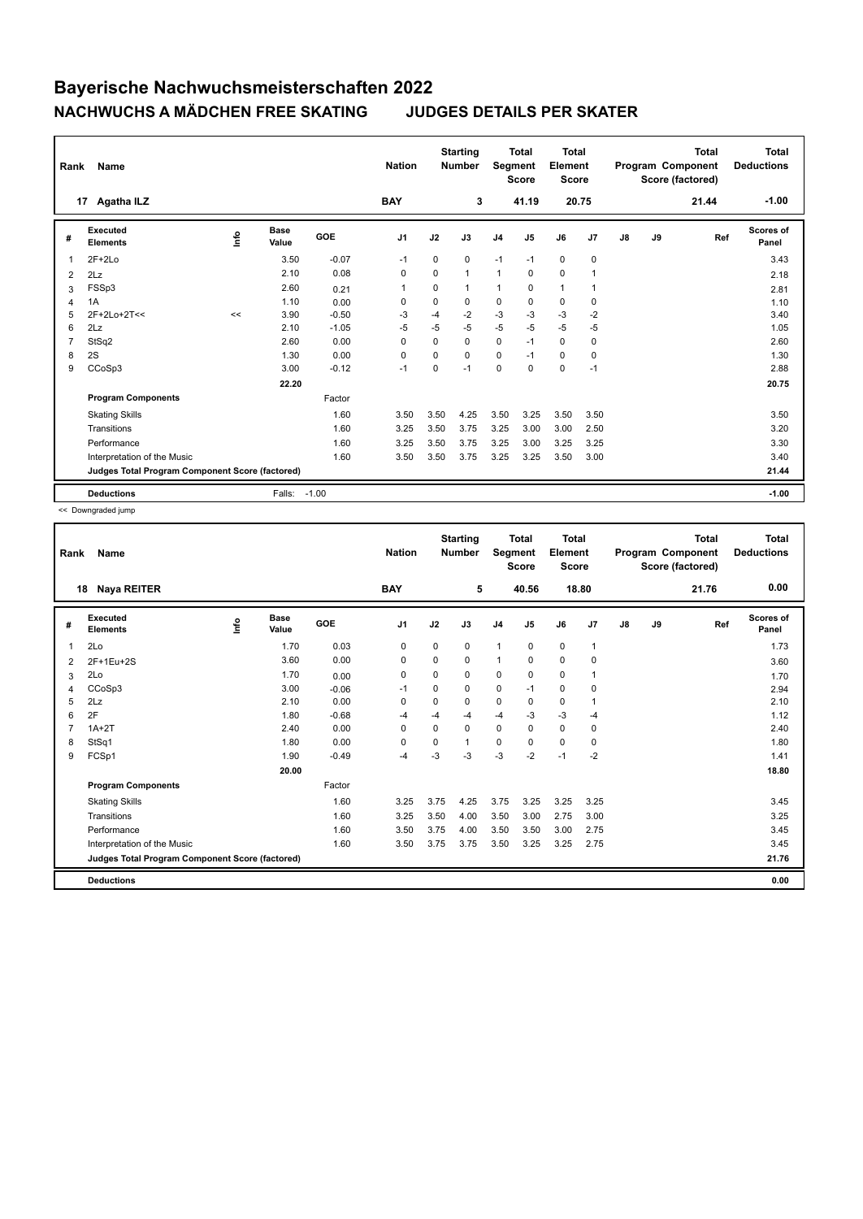# Bayerische Nachwuchsmeisterschaften 2022

## NACHWUCHS A MÄDCHEN FREE SKATING JUDGES DETAILS PER SKATER

| Rank | Name | Nation | Starting Number | Total Segment Score | Total Element Score | Total Program Component Score (factored) | Total Deductions |
|---|---|---|---|---|---|---|---|
| 17 | Agatha ILZ | BAY | 3 | 41.19 | 20.75 | 21.44 | -1.00 |

| # | Executed Elements | Info | Base Value | GOE | J1 | J2 | J3 | J4 | J5 | J6 | J7 | J8 | J9 | Ref | Scores of Panel |
|---|---|---|---|---|---|---|---|---|---|---|---|---|---|---|---|
| 1 | 2F+2Lo | | 3.50 | -0.07 | -1 | 0 | 0 | -1 | -1 | 0 | 0 | | | | 3.43 |
| 2 | 2Lz | | 2.10 | 0.08 | 0 | 0 | 1 | 1 | 0 | 0 | 1 | | | | 2.18 |
| 3 | FSSp3 | | 2.60 | 0.21 | 1 | 0 | 1 | 1 | 0 | 1 | 1 | | | | 2.81 |
| 4 | 1A | | 1.10 | 0.00 | 0 | 0 | 0 | 0 | 0 | 0 | 0 | | | | 1.10 |
| 5 | 2F+2Lo+2T<< | << | 3.90 | -0.50 | -3 | -4 | -2 | -3 | -3 | -3 | -2 | | | | 3.40 |
| 6 | 2Lz | | 2.10 | -1.05 | -5 | -5 | -5 | -5 | -5 | -5 | -5 | | | | 1.05 |
| 7 | StSq2 | | 2.60 | 0.00 | 0 | 0 | 0 | 0 | -1 | 0 | 0 | | | | 2.60 |
| 8 | 2S | | 1.30 | 0.00 | 0 | 0 | 0 | 0 | -1 | 0 | 0 | | | | 1.30 |
| 9 | CCoSp3 | | 3.00 | -0.12 | -1 | 0 | -1 | 0 | 0 | 0 | -1 | | | | 2.88 |
| | | | 22.20 | | | | | | | | | | | | 20.75 |
| | **Program Components** | | | Factor | | | | | | | | | | | |
| | Skating Skills | | | 1.60 | 3.50 | 3.50 | 4.25 | 3.50 | 3.25 | 3.50 | 3.50 | | | | 3.50 |
| | Transitions | | | 1.60 | 3.25 | 3.50 | 3.75 | 3.25 | 3.00 | 3.00 | 2.50 | | | | 3.20 |
| | Performance | | | 1.60 | 3.25 | 3.50 | 3.75 | 3.25 | 3.00 | 3.25 | 3.25 | | | | 3.30 |
| | Interpretation of the Music | | | 1.60 | 3.50 | 3.50 | 3.75 | 3.25 | 3.25 | 3.50 | 3.00 | | | | 3.40 |
| | **Judges Total Program Component Score (factored)** | | | | | | | | | | | | | | 21.44 |
| | **Deductions** | | Falls: | -1.00 | | | | | | | | | | | -1.00 |

<< Downgraded jump

| Rank | Name | Nation | Starting Number | Total Segment Score | Total Element Score | Total Program Component Score (factored) | Total Deductions |
|---|---|---|---|---|---|---|---|
| 18 | Naya REITER | BAY | 5 | 40.56 | 18.80 | 21.76 | 0.00 |

| # | Executed Elements | Info | Base Value | GOE | J1 | J2 | J3 | J4 | J5 | J6 | J7 | J8 | J9 | Ref | Scores of Panel |
|---|---|---|---|---|---|---|---|---|---|---|---|---|---|---|---|
| 1 | 2Lo | | 1.70 | 0.03 | 0 | 0 | 0 | 1 | 0 | 0 | 1 | | | | 1.73 |
| 2 | 2F+1Eu+2S | | 3.60 | 0.00 | 0 | 0 | 0 | 1 | 0 | 0 | 0 | | | | 3.60 |
| 3 | 2Lo | | 1.70 | 0.00 | 0 | 0 | 0 | 0 | 0 | 0 | 1 | | | | 1.70 |
| 4 | CCoSp3 | | 3.00 | -0.06 | -1 | 0 | 0 | 0 | -1 | 0 | 0 | | | | 2.94 |
| 5 | 2Lz | | 2.10 | 0.00 | 0 | 0 | 0 | 0 | 0 | 0 | 1 | | | | 2.10 |
| 6 | 2F | | 1.80 | -0.68 | -4 | -4 | -4 | -4 | -3 | -3 | -4 | | | | 1.12 |
| 7 | 1A+2T | | 2.40 | 0.00 | 0 | 0 | 0 | 0 | 0 | 0 | 0 | | | | 2.40 |
| 8 | StSq1 | | 1.80 | 0.00 | 0 | 0 | 1 | 0 | 0 | 0 | 0 | | | | 1.80 |
| 9 | FCSp1 | | 1.90 | -0.49 | -4 | -3 | -3 | -3 | -2 | -1 | -2 | | | | 1.41 |
| | | | 20.00 | | | | | | | | | | | | 18.80 |
| | **Program Components** | | | Factor | | | | | | | | | | | |
| | Skating Skills | | | 1.60 | 3.25 | 3.75 | 4.25 | 3.75 | 3.25 | 3.25 | 3.25 | | | | 3.45 |
| | Transitions | | | 1.60 | 3.25 | 3.50 | 4.00 | 3.50 | 3.00 | 2.75 | 3.00 | | | | 3.25 |
| | Performance | | | 1.60 | 3.50 | 3.75 | 4.00 | 3.50 | 3.50 | 3.00 | 2.75 | | | | 3.45 |
| | Interpretation of the Music | | | 1.60 | 3.50 | 3.75 | 3.75 | 3.50 | 3.25 | 3.25 | 2.75 | | | | 3.45 |
| | **Judges Total Program Component Score (factored)** | | | | | | | | | | | | | | 21.76 |
| | **Deductions** | | | | | | | | | | | | | | 0.00 |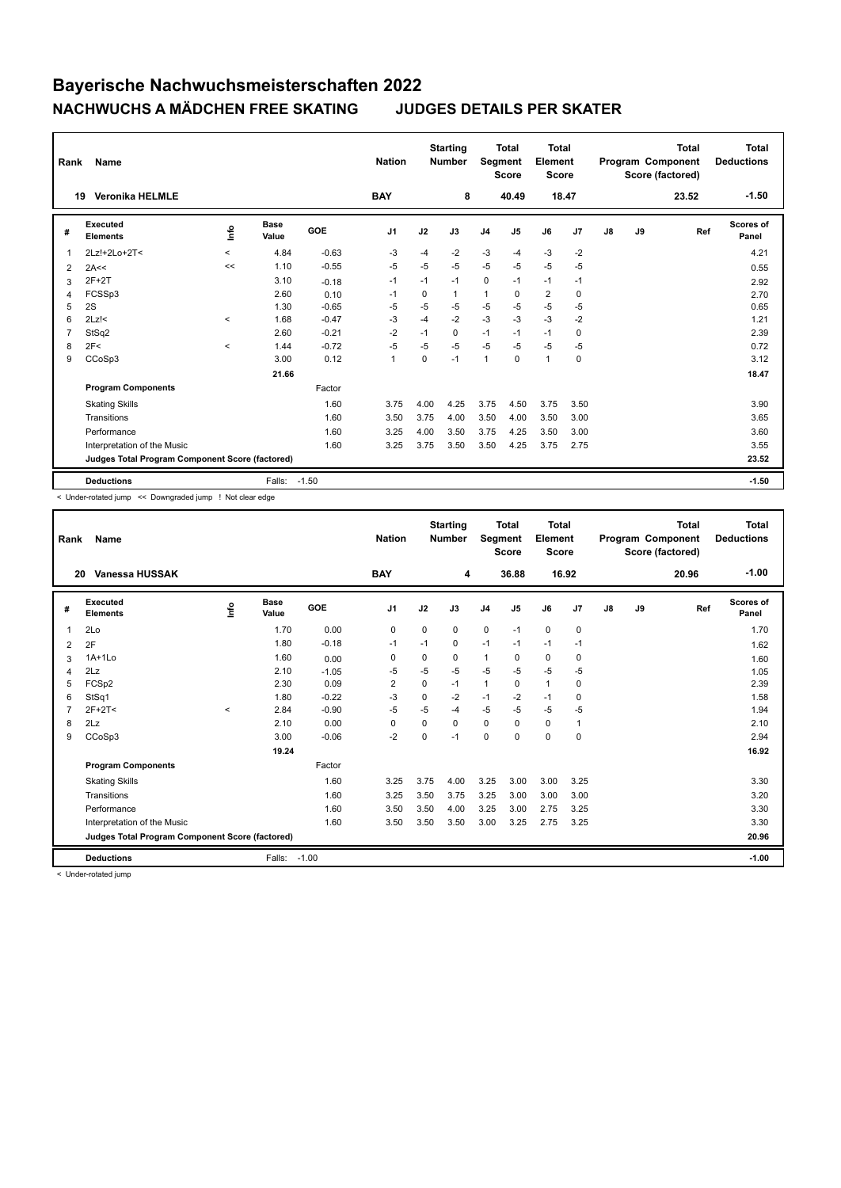# Bayerische Nachwuchsmeisterschaften 2022

## NACHWUCHS A MÄDCHEN FREE SKATING JUDGES DETAILS PER SKATER

| Rank | Name | Nation | Starting Number | Total Segment Score | Total Element Score | Total Program Component Score (factored) | Total Deductions |
|---|---|---|---|---|---|---|---|
| 19 | Veronika HELMLE | BAY | 8 | 40.49 | 18.47 | 23.52 | -1.50 |

| # | Executed Elements | Info | Base Value | GOE | J1 | J2 | J3 | J4 | J5 | J6 | J7 | J8 | J9 | Ref | Scores of Panel |
|---|---|---|---|---|---|---|---|---|---|---|---|---|---|---|---|
| 1 | 2Lz!+2Lo+2T< | < | 4.84 | -0.63 | -3 | -4 | -2 | -3 | -4 | -3 | -2 | | | | 4.21 |
| 2 | 2A<< | << | 1.10 | -0.55 | -5 | -5 | -5 | -5 | -5 | -5 | -5 | | | | 0.55 |
| 3 | 2F+2T | | 3.10 | -0.18 | -1 | -1 | -1 | 0 | -1 | -1 | -1 | | | | 2.92 |
| 4 | FCSSp3 | | 2.60 | 0.10 | -1 | 0 | 1 | 1 | 0 | 2 | 0 | | | | 2.70 |
| 5 | 2S | | 1.30 | -0.65 | -5 | -5 | -5 | -5 | -5 | -5 | -5 | | | | 0.65 |
| 6 | 2Lz!< | < | 1.68 | -0.47 | -3 | -4 | -2 | -3 | -3 | -3 | -2 | | | | 1.21 |
| 7 | StSq2 | | 2.60 | -0.21 | -2 | -1 | 0 | -1 | -1 | -1 | 0 | | | | 2.39 |
| 8 | 2F< | < | 1.44 | -0.72 | -5 | -5 | -5 | -5 | -5 | -5 | -5 | | | | 0.72 |
| 9 | CCoSp3 | | 3.00 | 0.12 | 1 | 0 | -1 | 1 | 0 | 1 | 0 | | | | 3.12 |
| | | | 21.66 | | | | | | | | | | | | 18.47 |
| | **Program Components** | | | Factor | | | | | | | | | | | |
| | Skating Skills | | | 1.60 | 3.75 | 4.00 | 4.25 | 3.75 | 4.50 | 3.75 | 3.50 | | | | 3.90 |
| | Transitions | | | 1.60 | 3.50 | 3.75 | 4.00 | 3.50 | 4.00 | 3.50 | 3.00 | | | | 3.65 |
| | Performance | | | 1.60 | 3.25 | 4.00 | 3.50 | 3.75 | 4.25 | 3.50 | 3.00 | | | | 3.60 |
| | Interpretation of the Music | | | 1.60 | 3.25 | 3.75 | 3.50 | 3.50 | 4.25 | 3.75 | 2.75 | | | | 3.55 |
| | **Judges Total Program Component Score (factored)** | | | | | | | | | | | | | | 23.52 |
| | **Deductions** | | Falls: | -1.50 | | | | | | | | | | | -1.50 |

< Under-rotated jump << Downgraded jump ! Not clear edge

| Rank | Name | Nation | Starting Number | Total Segment Score | Total Element Score | Total Program Component Score (factored) | Total Deductions |
|---|---|---|---|---|---|---|---|
| 20 | Vanessa HUSSAK | BAY | 4 | 36.88 | 16.92 | 20.96 | -1.00 |

| # | Executed Elements | Info | Base Value | GOE | J1 | J2 | J3 | J4 | J5 | J6 | J7 | J8 | J9 | Ref | Scores of Panel |
|---|---|---|---|---|---|---|---|---|---|---|---|---|---|---|---|
| 1 | 2Lo | | 1.70 | 0.00 | 0 | 0 | 0 | 0 | -1 | 0 | 0 | | | | 1.70 |
| 2 | 2F | | 1.80 | -0.18 | -1 | -1 | 0 | -1 | -1 | -1 | -1 | | | | 1.62 |
| 3 | 1A+1Lo | | 1.60 | 0.00 | 0 | 0 | 0 | 1 | 0 | 0 | 0 | | | | 1.60 |
| 4 | 2Lz | | 2.10 | -1.05 | -5 | -5 | -5 | -5 | -5 | -5 | -5 | | | | 1.05 |
| 5 | FCSp2 | | 2.30 | 0.09 | 2 | 0 | -1 | 1 | 0 | 1 | 0 | | | | 2.39 |
| 6 | StSq1 | | 1.80 | -0.22 | -3 | 0 | -2 | -1 | -2 | -1 | 0 | | | | 1.58 |
| 7 | 2F+2T< | < | 2.84 | -0.90 | -5 | -5 | -4 | -5 | -5 | -5 | -5 | | | | 1.94 |
| 8 | 2Lz | | 2.10 | 0.00 | 0 | 0 | 0 | 0 | 0 | 0 | 1 | | | | 2.10 |
| 9 | CCoSp3 | | 3.00 | -0.06 | -2 | 0 | -1 | 0 | 0 | 0 | 0 | | | | 2.94 |
| | | | 19.24 | | | | | | | | | | | | 16.92 |
| | **Program Components** | | | Factor | | | | | | | | | | | |
| | Skating Skills | | | 1.60 | 3.25 | 3.75 | 4.00 | 3.25 | 3.00 | 3.00 | 3.25 | | | | 3.30 |
| | Transitions | | | 1.60 | 3.25 | 3.50 | 3.75 | 3.25 | 3.00 | 3.00 | 3.00 | | | | 3.20 |
| | Performance | | | 1.60 | 3.50 | 3.50 | 4.00 | 3.25 | 3.00 | 2.75 | 3.25 | | | | 3.30 |
| | Interpretation of the Music | | | 1.60 | 3.50 | 3.50 | 3.50 | 3.00 | 3.25 | 2.75 | 3.25 | | | | 3.30 |
| | **Judges Total Program Component Score (factored)** | | | | | | | | | | | | | | 20.96 |
| | **Deductions** | | Falls: | -1.00 | | | | | | | | | | | -1.00 |

< Under-rotated jump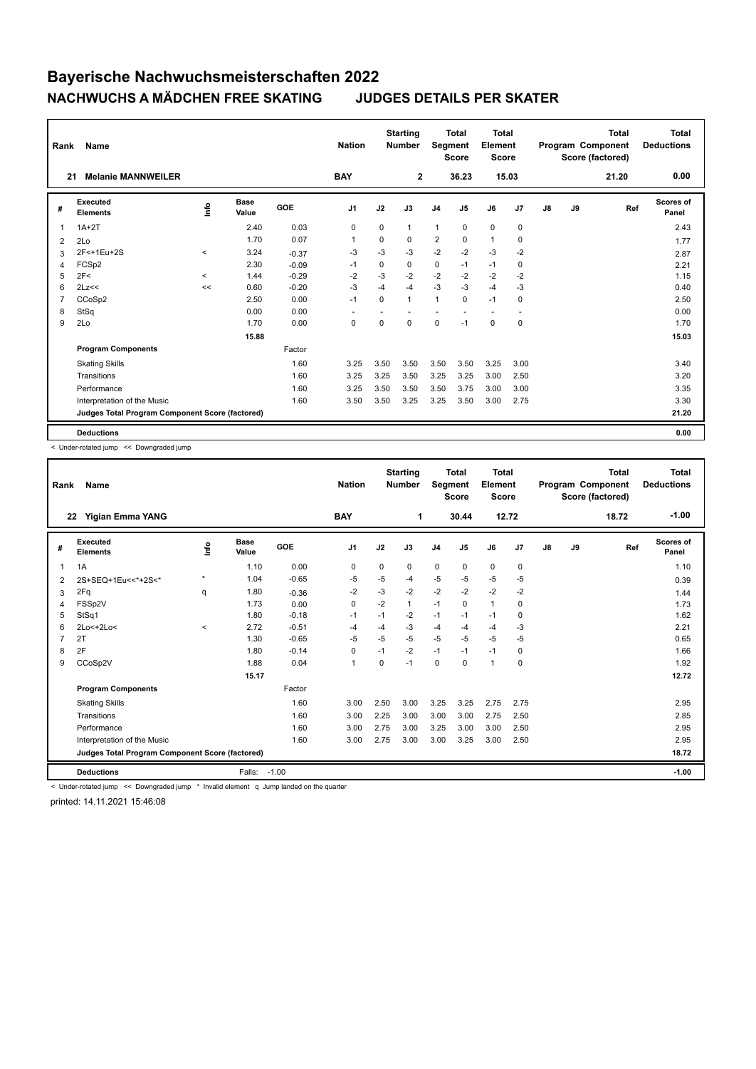# Bayerische Nachwuchsmeisterschaften 2022

## NACHWUCHS A MÄDCHEN FREE SKATING JUDGES DETAILS PER SKATER

| Rank | Name | Nation | Starting Number | Total Segment Score | Total Element Score | Total Program Component Score (factored) | Total Deductions |
|---|---|---|---|---|---|---|---|
| 21 | Melanie MANNWEILER | BAY | 2 | 36.23 | 15.03 | 21.20 | 0.00 |

| # | Executed Elements | Info | Base Value | GOE | J1 | J2 | J3 | J4 | J5 | J6 | J7 | J8 | J9 | Ref | Scores of Panel |
|---|---|---|---|---|---|---|---|---|---|---|---|---|---|---|---|
| 1 | 1A+2T | | 2.40 | 0.03 | 0 | 0 | 1 | 1 | 0 | 0 | 0 | | | | 2.43 |
| 2 | 2Lo | | 1.70 | 0.07 | 1 | 0 | 0 | 2 | 0 | 1 | 0 | | | | 1.77 |
| 3 | 2F<+1Eu+2S | < | 3.24 | -0.37 | -3 | -3 | -3 | -2 | -2 | -3 | -2 | | | | 2.87 |
| 4 | FCSp2 | | 2.30 | -0.09 | -1 | 0 | 0 | 0 | -1 | -1 | 0 | | | | 2.21 |
| 5 | 2F< | < | 1.44 | -0.29 | -2 | -3 | -2 | -2 | -2 | -2 | -2 | | | | 1.15 |
| 6 | 2Lz<< | << | 0.60 | -0.20 | -3 | -4 | -4 | -3 | -3 | -4 | -3 | | | | 0.40 |
| 7 | CCoSp2 | | 2.50 | 0.00 | -1 | 0 | 1 | 1 | 0 | -1 | 0 | | | | 2.50 |
| 8 | StSq | | 0.00 | 0.00 | - | - | - | - | - | - | - | | | | 0.00 |
| 9 | 2Lo | | 1.70 | 0.00 | 0 | 0 | 0 | 0 | -1 | 0 | 0 | | | | 1.70 |
| | | | 15.88 | | | | | | | | | | | | 15.03 |
| | **Program Components** | | | Factor | | | | | | | | | | | |
| | Skating Skills | | | 1.60 | 3.25 | 3.50 | 3.50 | 3.50 | 3.50 | 3.25 | 3.00 | | | | 3.40 |
| | Transitions | | | 1.60 | 3.25 | 3.25 | 3.50 | 3.25 | 3.25 | 3.00 | 2.50 | | | | 3.20 |
| | Performance | | | 1.60 | 3.25 | 3.50 | 3.50 | 3.50 | 3.75 | 3.00 | 3.00 | | | | 3.35 |
| | Interpretation of the Music | | | 1.60 | 3.50 | 3.50 | 3.25 | 3.25 | 3.50 | 3.00 | 2.75 | | | | 3.30 |
| | **Judges Total Program Component Score (factored)** | | | | | | | | | | | | | | 21.20 |
| | **Deductions** | | | | | | | | | | | | | | 0.00 |

< Under-rotated jump << Downgraded jump

| Rank | Name | Nation | Starting Number | Total Segment Score | Total Element Score | Total Program Component Score (factored) | Total Deductions |
|---|---|---|---|---|---|---|---|
| 22 | Yigian Emma YANG | BAY | 1 | 30.44 | 12.72 | 18.72 | -1.00 |

| # | Executed Elements | Info | Base Value | GOE | J1 | J2 | J3 | J4 | J5 | J6 | J7 | J8 | J9 | Ref | Scores of Panel |
|---|---|---|---|---|---|---|---|---|---|---|---|---|---|---|---|
| 1 | 1A | | 1.10 | 0.00 | 0 | 0 | 0 | 0 | 0 | 0 | 0 | | | | 1.10 |
| 2 | 2S+SEQ+1Eu<<*+2S<* | * | 1.04 | -0.65 | -5 | -5 | -4 | -5 | -5 | -5 | -5 | | | | 0.39 |
| 3 | 2Fq | q | 1.80 | -0.36 | -2 | -3 | -2 | -2 | -2 | -2 | -2 | | | | 1.44 |
| 4 | FSSp2V | | 1.73 | 0.00 | 0 | -2 | 1 | -1 | 0 | 1 | 0 | | | | 1.73 |
| 5 | StSq1 | | 1.80 | -0.18 | -1 | -1 | -2 | -1 | -1 | -1 | 0 | | | | 1.62 |
| 6 | 2Lo<+2Lo< | < | 2.72 | -0.51 | -4 | -4 | -3 | -4 | -4 | -4 | -3 | | | | 2.21 |
| 7 | 2T | | 1.30 | -0.65 | -5 | -5 | -5 | -5 | -5 | -5 | -5 | | | | 0.65 |
| 8 | 2F | | 1.80 | -0.14 | 0 | -1 | -2 | -1 | -1 | -1 | 0 | | | | 1.66 |
| 9 | CCoSp2V | | 1.88 | 0.04 | 1 | 0 | -1 | 0 | 0 | 1 | 0 | | | | 1.92 |
| | | | 15.17 | | | | | | | | | | | | 12.72 |
| | **Program Components** | | | Factor | | | | | | | | | | | |
| | Skating Skills | | | 1.60 | 3.00 | 2.50 | 3.00 | 3.25 | 3.25 | 2.75 | 2.75 | | | | 2.95 |
| | Transitions | | | 1.60 | 3.00 | 2.25 | 3.00 | 3.00 | 3.00 | 2.75 | 2.50 | | | | 2.85 |
| | Performance | | | 1.60 | 3.00 | 2.75 | 3.00 | 3.25 | 3.00 | 3.00 | 2.50 | | | | 2.95 |
| | Interpretation of the Music | | | 1.60 | 3.00 | 2.75 | 3.00 | 3.00 | 3.25 | 3.00 | 2.50 | | | | 2.95 |
| | **Judges Total Program Component Score (factored)** | | | | | | | | | | | | | | 18.72 |
| | **Deductions** | | Falls: | -1.00 | | | | | | | | | | | -1.00 |

< Under-rotated jump << Downgraded jump * Invalid element q Jump landed on the quarter

printed: 14.11.2021 15:46:08